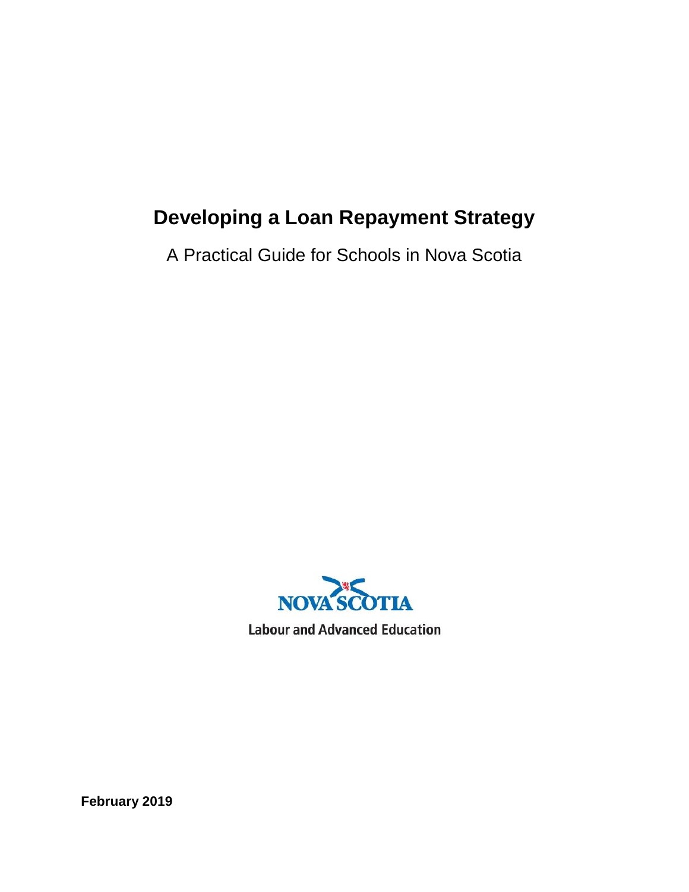# Developing a Loan Repayment Strategy

A Practical Guide for Schools in Nova Scotia

NOVA SCOTIA

Labour and Advanced Education

**February 2019**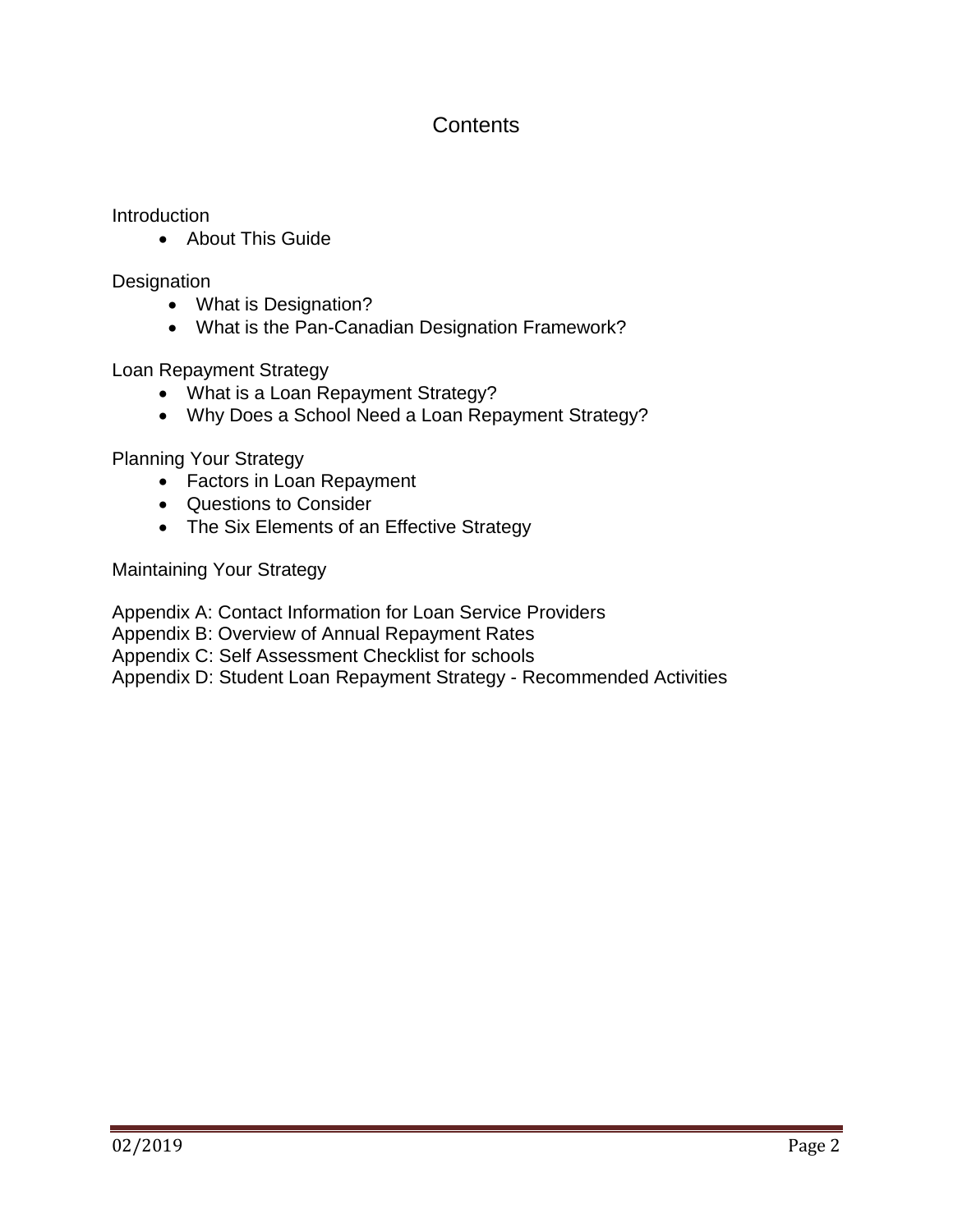# Contents

Introduction

- About This Guide

Designation

- What is Designation?
- What is the Pan-Canadian Designation Framework?

Loan Repayment Strategy

- What is a Loan Repayment Strategy?
- Why Does a School Need a Loan Repayment Strategy?

Planning Your Strategy

- Factors in Loan Repayment
- Questions to Consider
- The Six Elements of an Effective Strategy

Maintaining Your Strategy

Appendix A: Contact Information for Loan Service Providers
Appendix B: Overview of Annual Repayment Rates
Appendix C: Self Assessment Checklist for schools
Appendix D: Student Loan Repayment Strategy - Recommended Activities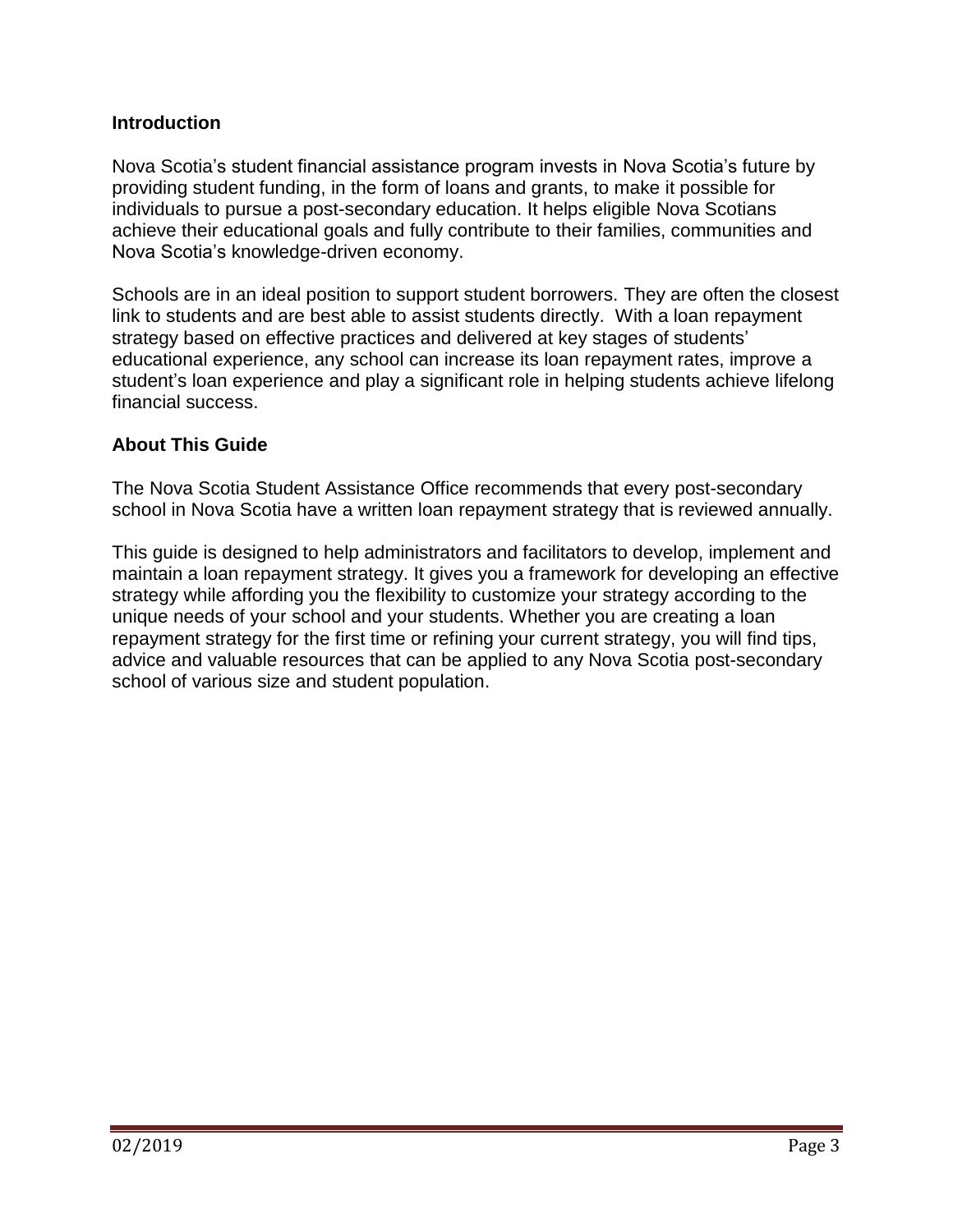## Introduction

Nova Scotia's student financial assistance program invests in Nova Scotia's future by providing student funding, in the form of loans and grants, to make it possible for individuals to pursue a post-secondary education. It helps eligible Nova Scotians achieve their educational goals and fully contribute to their families, communities and Nova Scotia's knowledge-driven economy.

Schools are in an ideal position to support student borrowers. They are often the closest link to students and are best able to assist students directly. With a loan repayment strategy based on effective practices and delivered at key stages of students' educational experience, any school can increase its loan repayment rates, improve a student's loan experience and play a significant role in helping students achieve lifelong financial success.

## About This Guide

The Nova Scotia Student Assistance Office recommends that every post-secondary school in Nova Scotia have a written loan repayment strategy that is reviewed annually.

This guide is designed to help administrators and facilitators to develop, implement and maintain a loan repayment strategy. It gives you a framework for developing an effective strategy while affording you the flexibility to customize your strategy according to the unique needs of your school and your students. Whether you are creating a loan repayment strategy for the first time or refining your current strategy, you will find tips, advice and valuable resources that can be applied to any Nova Scotia post-secondary school of various size and student population.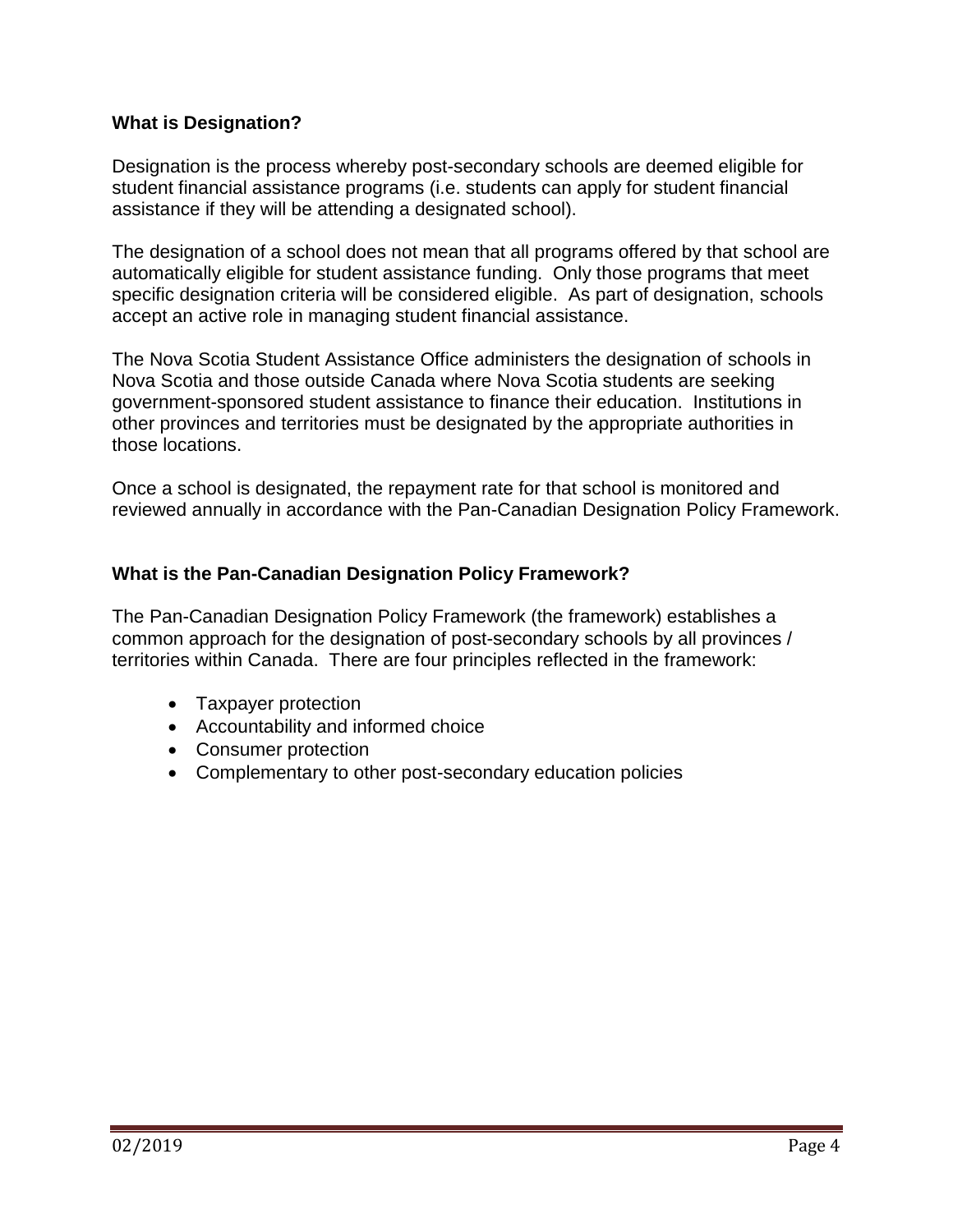## What is Designation?

Designation is the process whereby post-secondary schools are deemed eligible for student financial assistance programs (i.e. students can apply for student financial assistance if they will be attending a designated school).

The designation of a school does not mean that all programs offered by that school are automatically eligible for student assistance funding. Only those programs that meet specific designation criteria will be considered eligible. As part of designation, schools accept an active role in managing student financial assistance.

The Nova Scotia Student Assistance Office administers the designation of schools in Nova Scotia and those outside Canada where Nova Scotia students are seeking government-sponsored student assistance to finance their education. Institutions in other provinces and territories must be designated by the appropriate authorities in those locations.

Once a school is designated, the repayment rate for that school is monitored and reviewed annually in accordance with the Pan-Canadian Designation Policy Framework.

## What is the Pan-Canadian Designation Policy Framework?

The Pan-Canadian Designation Policy Framework (the framework) establishes a common approach for the designation of post-secondary schools by all provinces / territories within Canada. There are four principles reflected in the framework:

- Taxpayer protection
- Accountability and informed choice
- Consumer protection
- Complementary to other post-secondary education policies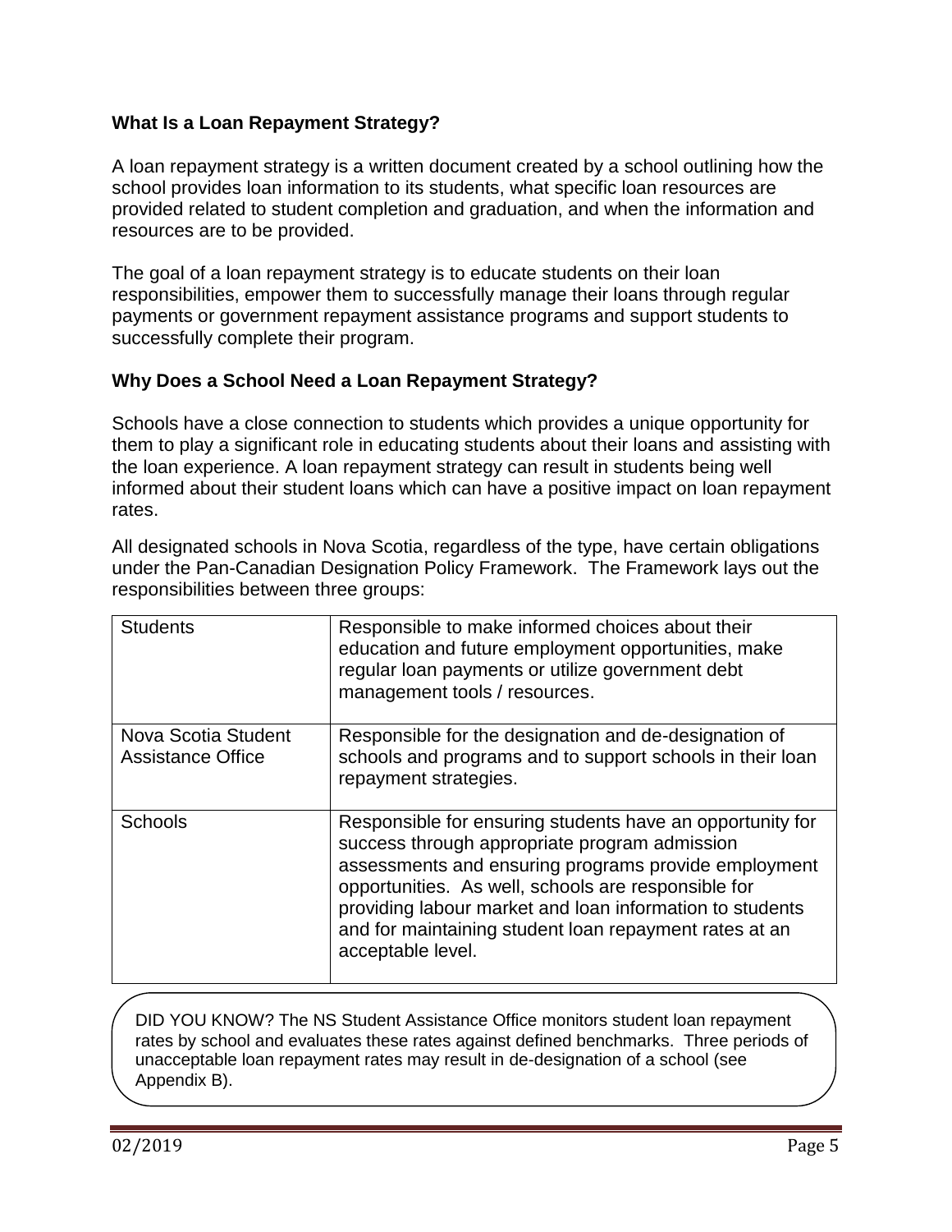## What Is a Loan Repayment Strategy?

A loan repayment strategy is a written document created by a school outlining how the school provides loan information to its students, what specific loan resources are provided related to student completion and graduation, and when the information and resources are to be provided.

The goal of a loan repayment strategy is to educate students on their loan responsibilities, empower them to successfully manage their loans through regular payments or government repayment assistance programs and support students to successfully complete their program.

## Why Does a School Need a Loan Repayment Strategy?

Schools have a close connection to students which provides a unique opportunity for them to play a significant role in educating students about their loans and assisting with the loan experience. A loan repayment strategy can result in students being well informed about their student loans which can have a positive impact on loan repayment rates.

All designated schools in Nova Scotia, regardless of the type, have certain obligations under the Pan-Canadian Designation Policy Framework. The Framework lays out the responsibilities between three groups:

| | |
|---|---|
| Students | Responsible to make informed choices about their education and future employment opportunities, make regular loan payments or utilize government debt management tools / resources. |
| Nova Scotia Student Assistance Office | Responsible for the designation and de-designation of schools and programs and to support schools in their loan repayment strategies. |
| Schools | Responsible for ensuring students have an opportunity for success through appropriate program admission assessments and ensuring programs provide employment opportunities. As well, schools are responsible for providing labour market and loan information to students and for maintaining student loan repayment rates at an acceptable level. |

DID YOU KNOW? The NS Student Assistance Office monitors student loan repayment rates by school and evaluates these rates against defined benchmarks. Three periods of unacceptable loan repayment rates may result in de-designation of a school (see Appendix B).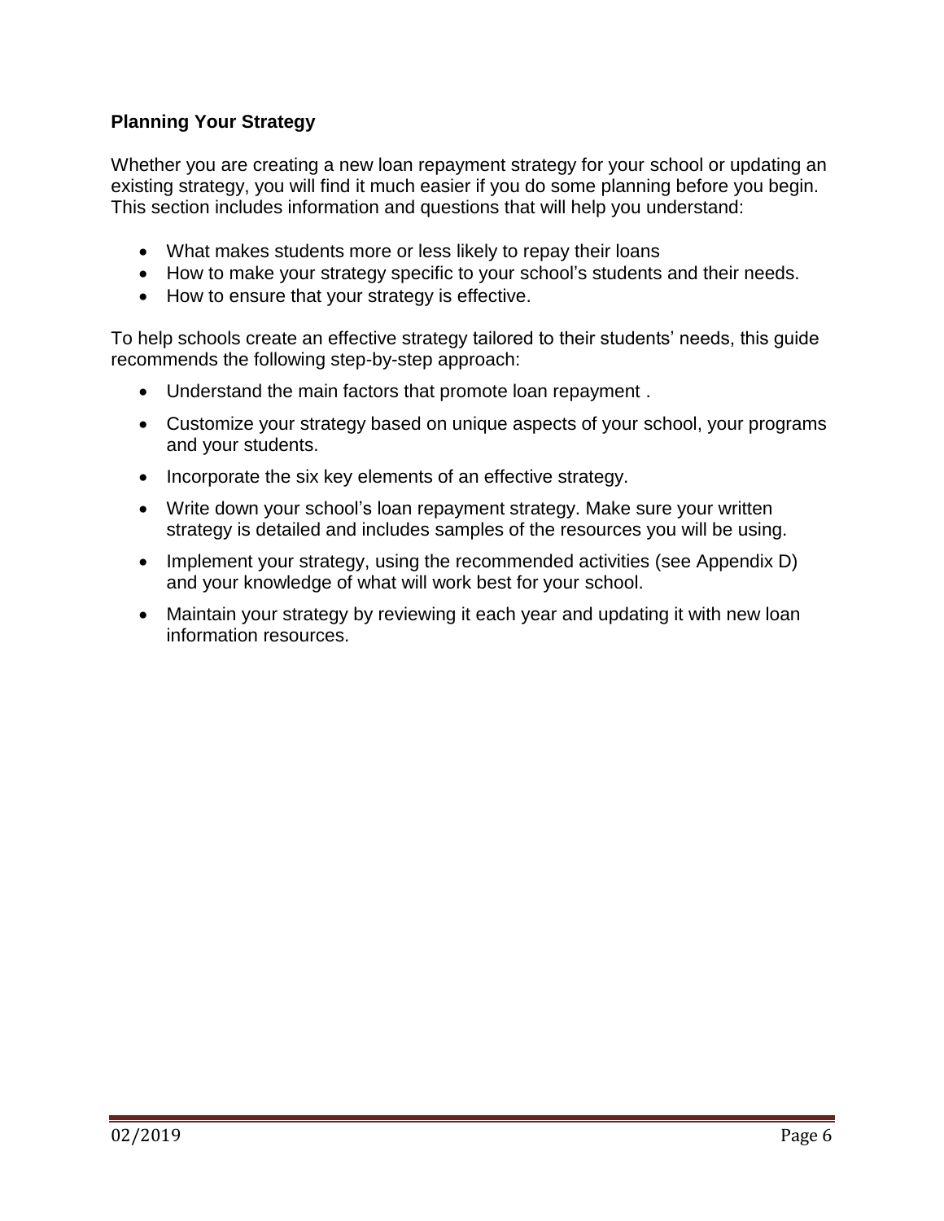## Planning Your Strategy

Whether you are creating a new loan repayment strategy for your school or updating an existing strategy, you will find it much easier if you do some planning before you begin. This section includes information and questions that will help you understand:

- What makes students more or less likely to repay their loans
- How to make your strategy specific to your school's students and their needs.
- How to ensure that your strategy is effective.

To help schools create an effective strategy tailored to their students' needs, this guide recommends the following step-by-step approach:

- Understand the main factors that promote loan repayment .
- Customize your strategy based on unique aspects of your school, your programs and your students.
- Incorporate the six key elements of an effective strategy.
- Write down your school's loan repayment strategy. Make sure your written strategy is detailed and includes samples of the resources you will be using.
- Implement your strategy, using the recommended activities (see Appendix D) and your knowledge of what will work best for your school.
- Maintain your strategy by reviewing it each year and updating it with new loan information resources.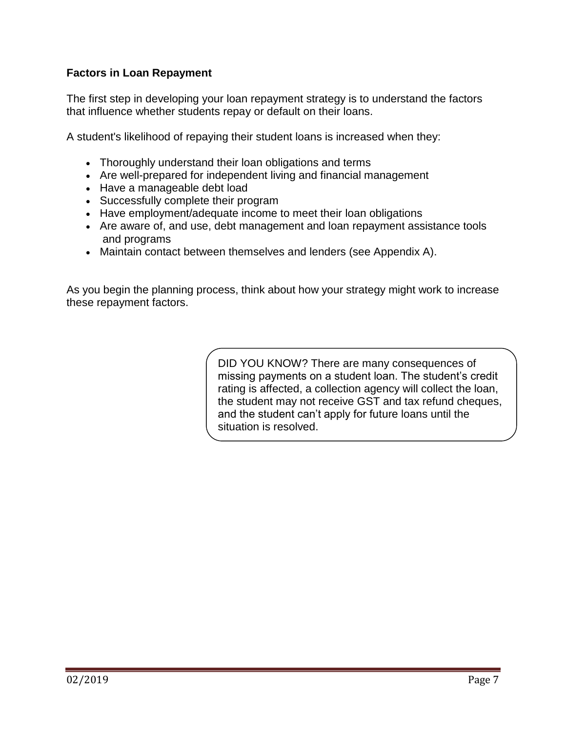## Factors in Loan Repayment

The first step in developing your loan repayment strategy is to understand the factors that influence whether students repay or default on their loans.

A student's likelihood of repaying their student loans is increased when they:

- Thoroughly understand their loan obligations and terms
- Are well-prepared for independent living and financial management
- Have a manageable debt load
- Successfully complete their program
- Have employment/adequate income to meet their loan obligations
- Are aware of, and use, debt management and loan repayment assistance tools and programs
- Maintain contact between themselves and lenders (see Appendix A).

As you begin the planning process, think about how your strategy might work to increase these repayment factors.

> DID YOU KNOW? There are many consequences of missing payments on a student loan. The student's credit rating is affected, a collection agency will collect the loan, the student may not receive GST and tax refund cheques, and the student can't apply for future loans until the situation is resolved.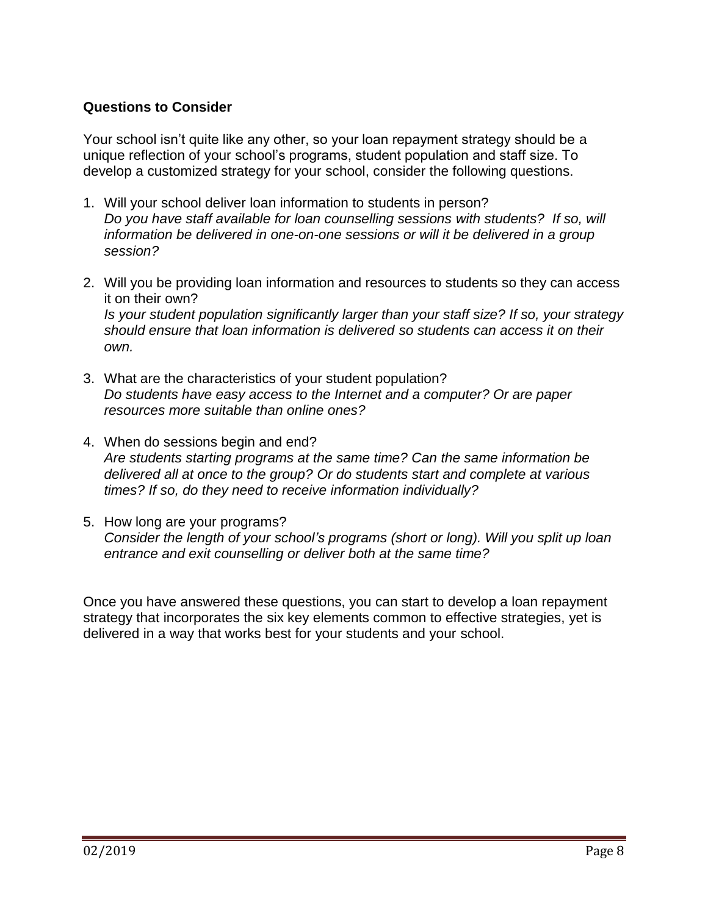## Questions to Consider

Your school isn't quite like any other, so your loan repayment strategy should be a unique reflection of your school's programs, student population and staff size. To develop a customized strategy for your school, consider the following questions.

1. Will your school deliver loan information to students in person?
   *Do you have staff available for loan counselling sessions with students? If so, will information be delivered in one-on-one sessions or will it be delivered in a group session?*

2. Will you be providing loan information and resources to students so they can access it on their own?
   *Is your student population significantly larger than your staff size? If so, your strategy should ensure that loan information is delivered so students can access it on their own.*

3. What are the characteristics of your student population?
   *Do students have easy access to the Internet and a computer? Or are paper resources more suitable than online ones?*

4. When do sessions begin and end?
   *Are students starting programs at the same time? Can the same information be delivered all at once to the group? Or do students start and complete at various times? If so, do they need to receive information individually?*

5. How long are your programs?
   *Consider the length of your school's programs (short or long). Will you split up loan entrance and exit counselling or deliver both at the same time?*

Once you have answered these questions, you can start to develop a loan repayment strategy that incorporates the six key elements common to effective strategies, yet is delivered in a way that works best for your students and your school.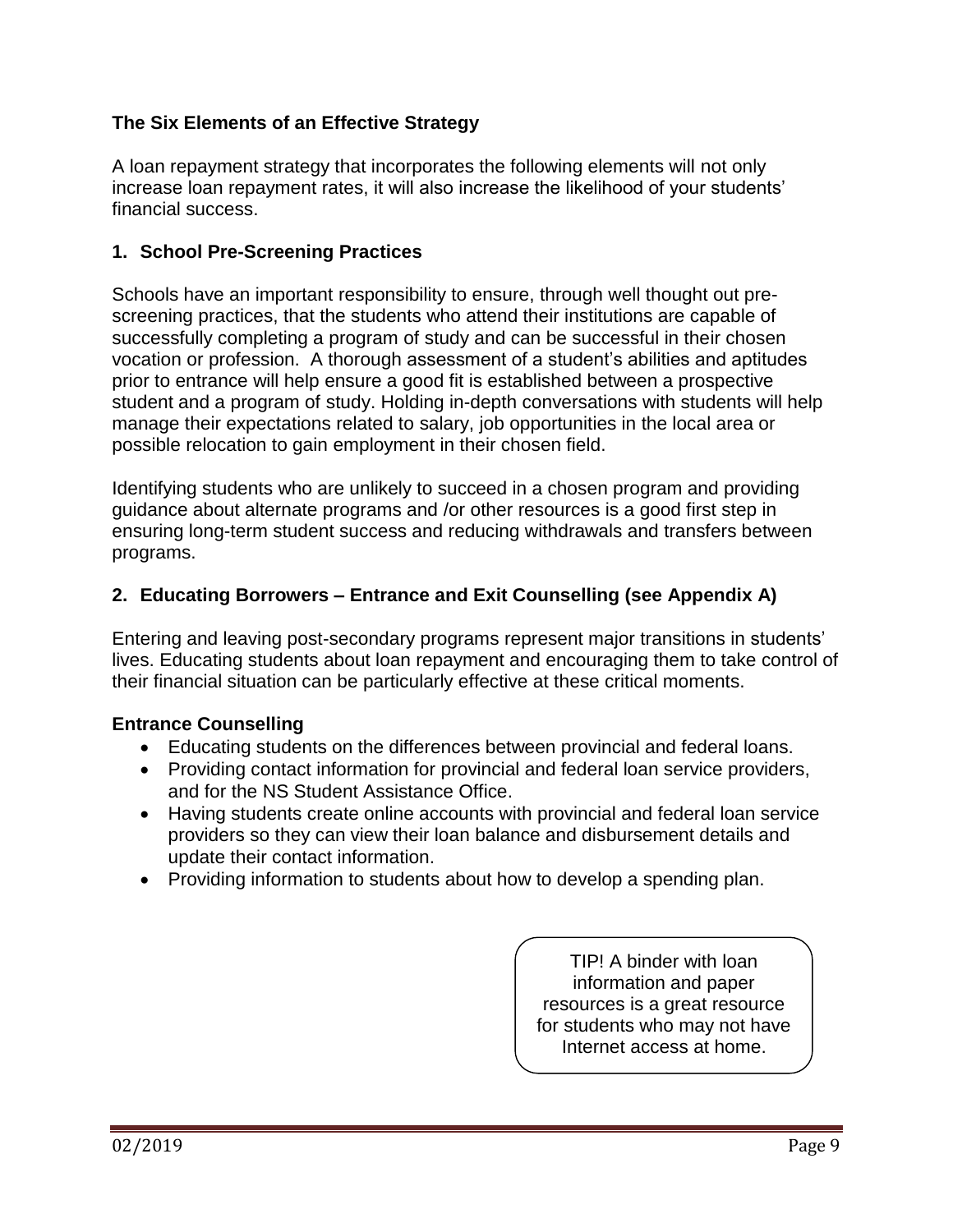## The Six Elements of an Effective Strategy

A loan repayment strategy that incorporates the following elements will not only increase loan repayment rates, it will also increase the likelihood of your students' financial success.

### 1. School Pre-Screening Practices

Schools have an important responsibility to ensure, through well thought out pre-screening practices, that the students who attend their institutions are capable of successfully completing a program of study and can be successful in their chosen vocation or profession. A thorough assessment of a student's abilities and aptitudes prior to entrance will help ensure a good fit is established between a prospective student and a program of study. Holding in-depth conversations with students will help manage their expectations related to salary, job opportunities in the local area or possible relocation to gain employment in their chosen field.

Identifying students who are unlikely to succeed in a chosen program and providing guidance about alternate programs and /or other resources is a good first step in ensuring long-term student success and reducing withdrawals and transfers between programs.

### 2. Educating Borrowers – Entrance and Exit Counselling (see Appendix A)

Entering and leaving post-secondary programs represent major transitions in students' lives. Educating students about loan repayment and encouraging them to take control of their financial situation can be particularly effective at these critical moments.

**Entrance Counselling**

- Educating students on the differences between provincial and federal loans.
- Providing contact information for provincial and federal loan service providers, and for the NS Student Assistance Office.
- Having students create online accounts with provincial and federal loan service providers so they can view their loan balance and disbursement details and update their contact information.
- Providing information to students about how to develop a spending plan.

> TIP! A binder with loan information and paper resources is a great resource for students who may not have Internet access at home.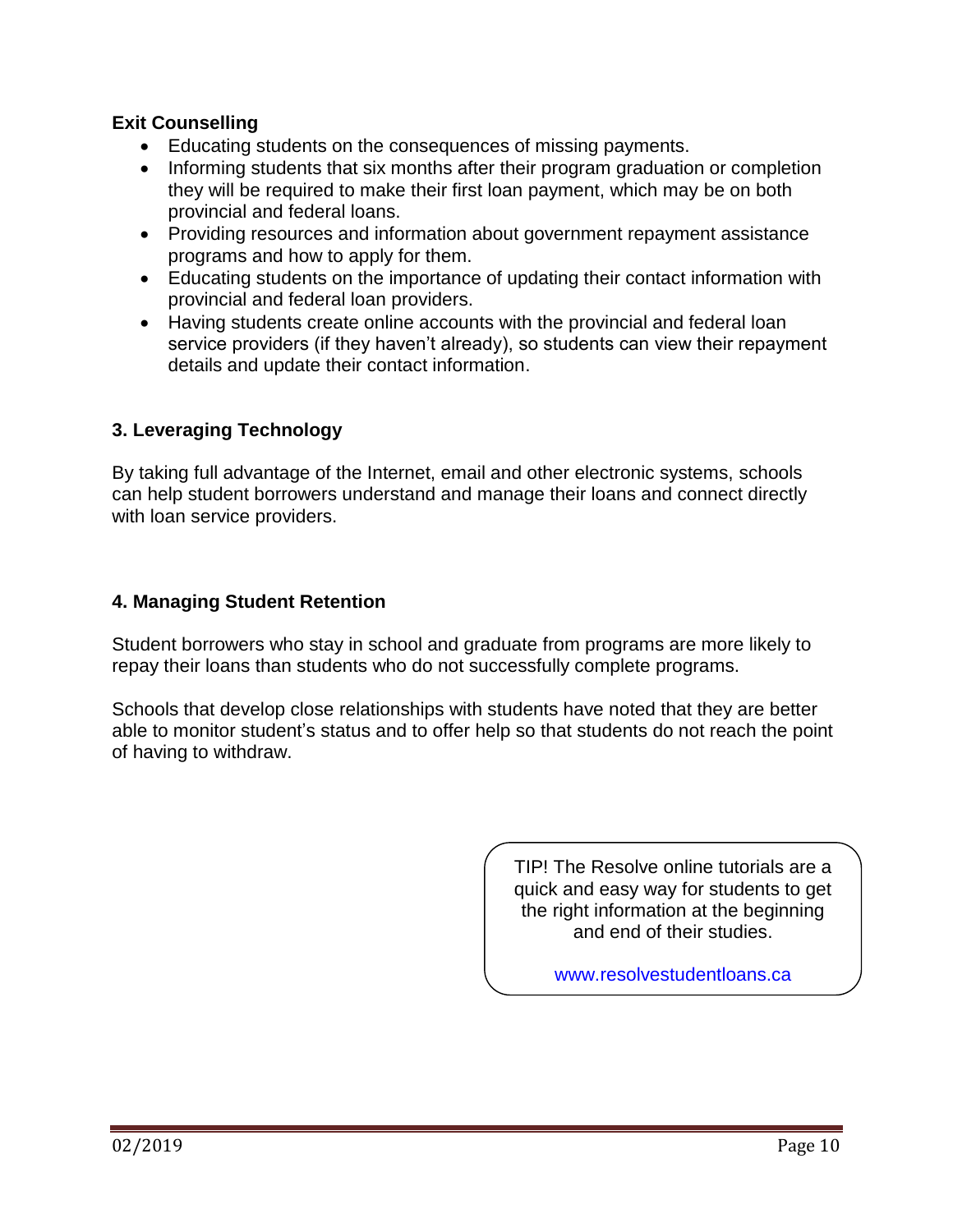**Exit Counselling**

- Educating students on the consequences of missing payments.
- Informing students that six months after their program graduation or completion they will be required to make their first loan payment, which may be on both provincial and federal loans.
- Providing resources and information about government repayment assistance programs and how to apply for them.
- Educating students on the importance of updating their contact information with provincial and federal loan providers.
- Having students create online accounts with the provincial and federal loan service providers (if they haven't already), so students can view their repayment details and update their contact information.

### 3. Leveraging Technology

By taking full advantage of the Internet, email and other electronic systems, schools can help student borrowers understand and manage their loans and connect directly with loan service providers.

### 4. Managing Student Retention

Student borrowers who stay in school and graduate from programs are more likely to repay their loans than students who do not successfully complete programs.

Schools that develop close relationships with students have noted that they are better able to monitor student's status and to offer help so that students do not reach the point of having to withdraw.

> TIP! The Resolve online tutorials are a quick and easy way for students to get the right information at the beginning and end of their studies.
>
> www.resolvestudentloans.ca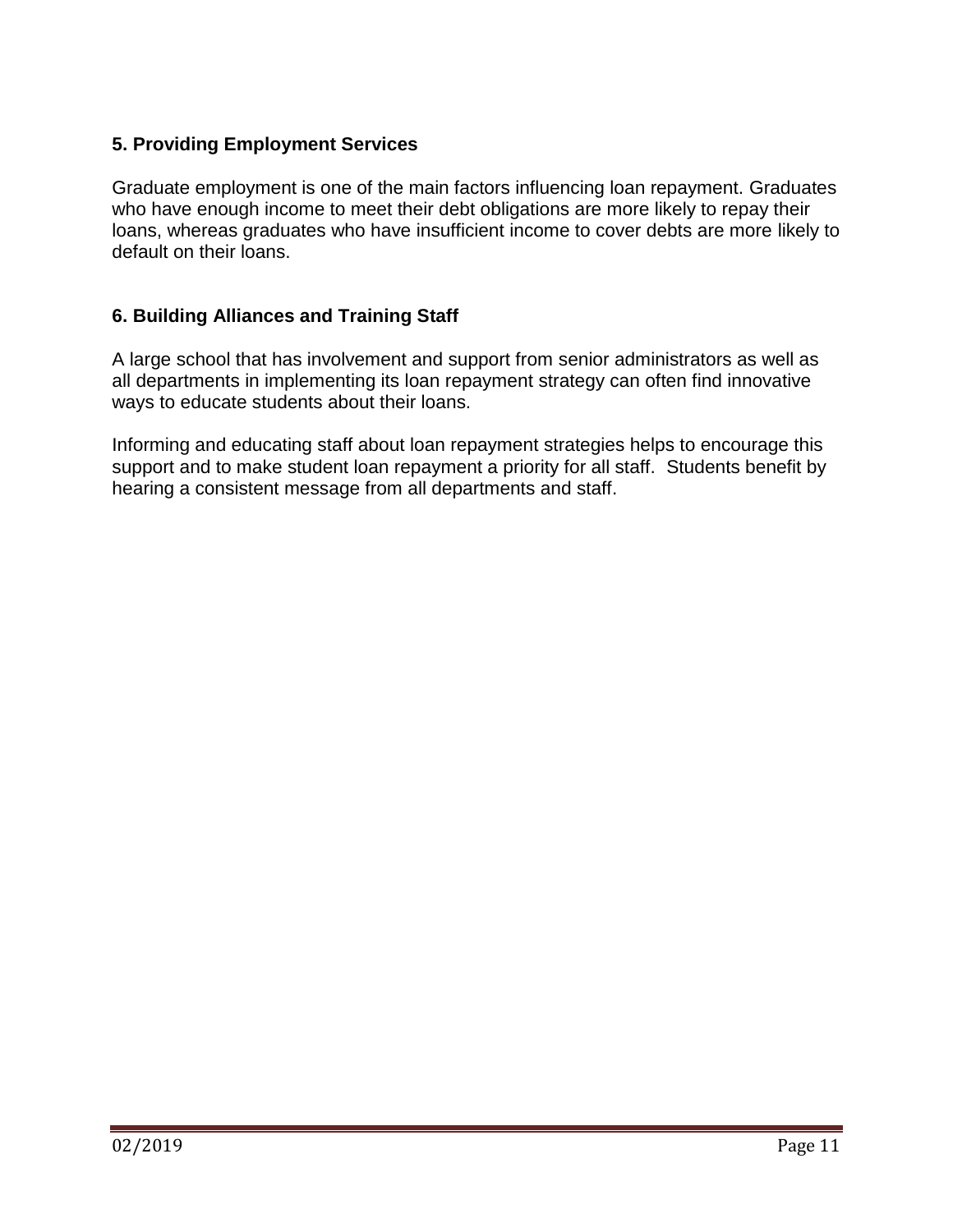### 5. Providing Employment Services

Graduate employment is one of the main factors influencing loan repayment. Graduates who have enough income to meet their debt obligations are more likely to repay their loans, whereas graduates who have insufficient income to cover debts are more likely to default on their loans.

### 6. Building Alliances and Training Staff

A large school that has involvement and support from senior administrators as well as all departments in implementing its loan repayment strategy can often find innovative ways to educate students about their loans.

Informing and educating staff about loan repayment strategies helps to encourage this support and to make student loan repayment a priority for all staff. Students benefit by hearing a consistent message from all departments and staff.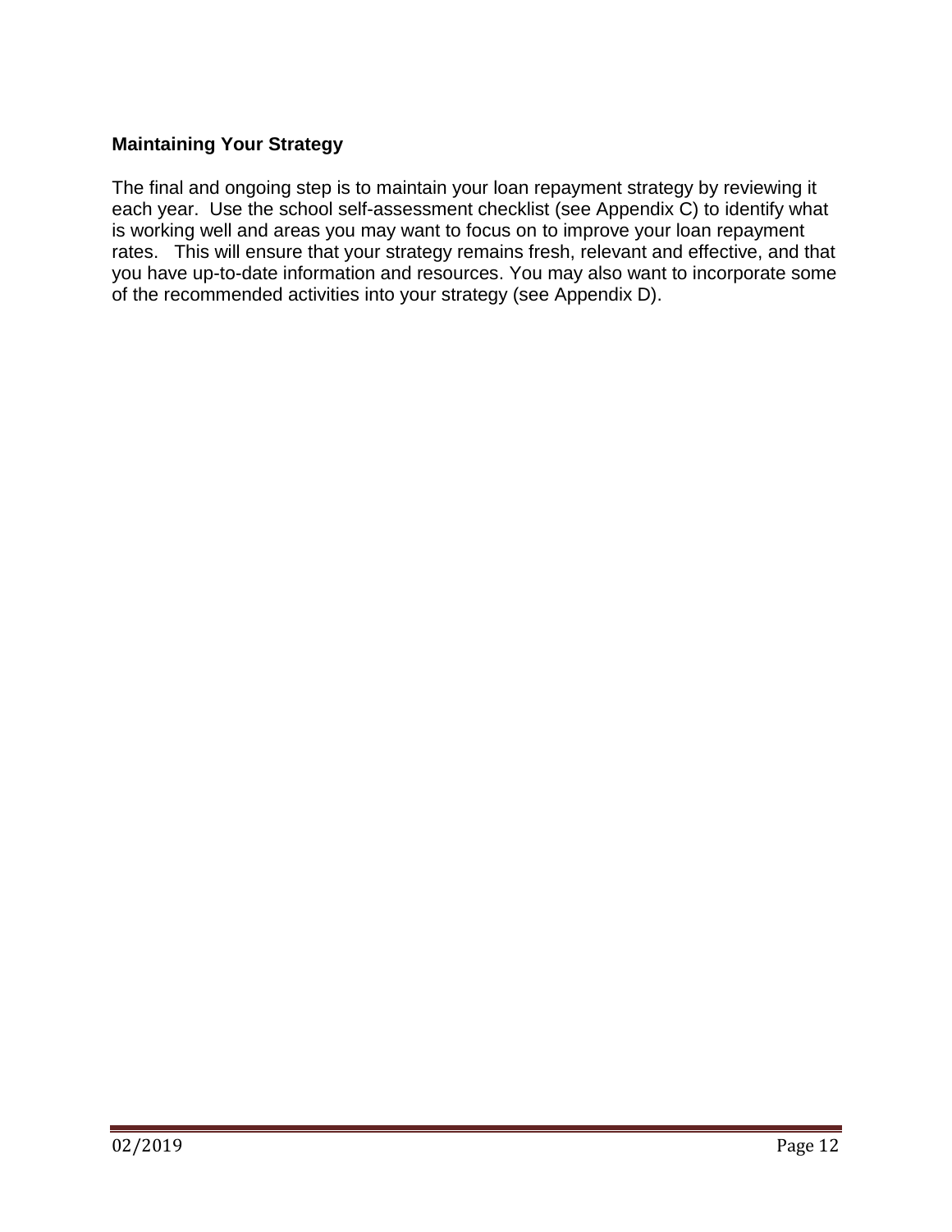### Maintaining Your Strategy

The final and ongoing step is to maintain your loan repayment strategy by reviewing it each year. Use the school self-assessment checklist (see Appendix C) to identify what is working well and areas you may want to focus on to improve your loan repayment rates. This will ensure that your strategy remains fresh, relevant and effective, and that you have up-to-date information and resources. You may also want to incorporate some of the recommended activities into your strategy (see Appendix D).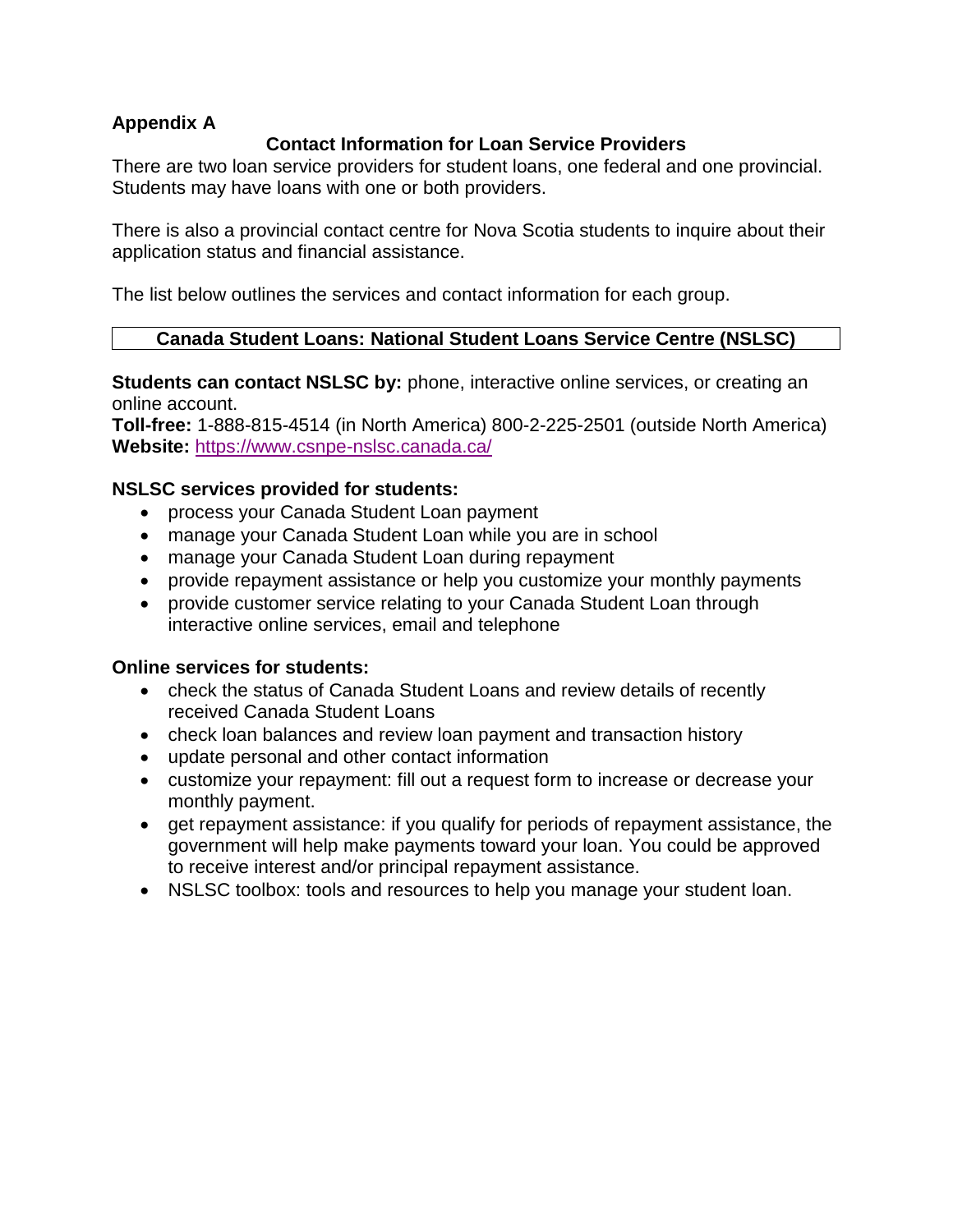## Appendix A

### Contact Information for Loan Service Providers

There are two loan service providers for student loans, one federal and one provincial. Students may have loans with one or both providers.

There is also a provincial contact centre for Nova Scotia students to inquire about their application status and financial assistance.

The list below outlines the services and contact information for each group.

| Canada Student Loans: National Student Loans Service Centre (NSLSC) |
| --- |

**Students can contact NSLSC by:** phone, interactive online services, or creating an online account.
**Toll-free:** 1-888-815-4514 (in North America) 800-2-225-2501 (outside North America)
**Website:** [https://www.csnpe-nslsc.canada.ca/](https://www.csnpe-nslsc.canada.ca/)

**NSLSC services provided for students:**

- process your Canada Student Loan payment
- manage your Canada Student Loan while you are in school
- manage your Canada Student Loan during repayment
- provide repayment assistance or help you customize your monthly payments
- provide customer service relating to your Canada Student Loan through interactive online services, email and telephone

**Online services for students:**

- check the status of Canada Student Loans and review details of recently received Canada Student Loans
- check loan balances and review loan payment and transaction history
- update personal and other contact information
- customize your repayment: fill out a request form to increase or decrease your monthly payment.
- get repayment assistance: if you qualify for periods of repayment assistance, the government will help make payments toward your loan. You could be approved to receive interest and/or principal repayment assistance.
- NSLSC toolbox: tools and resources to help you manage your student loan.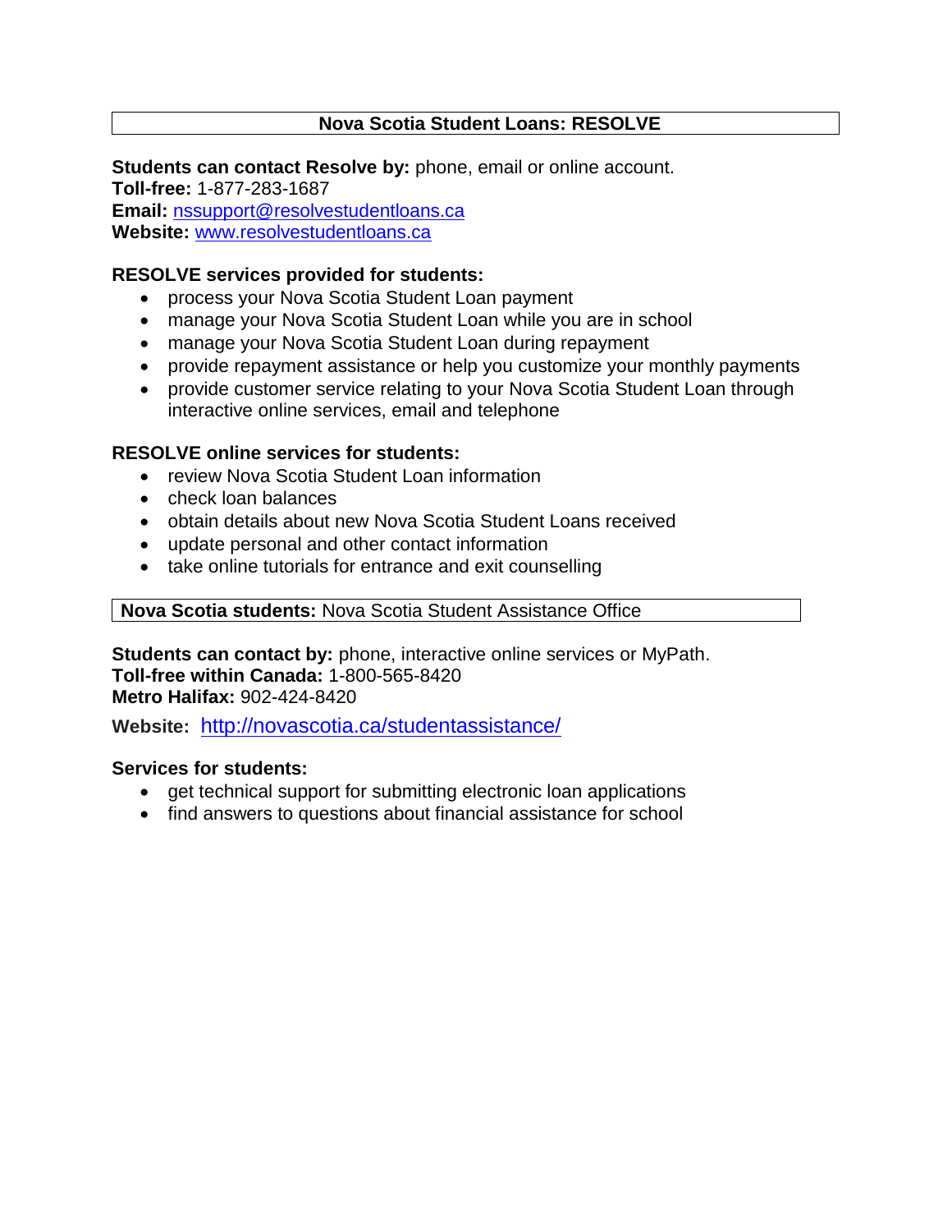## Nova Scotia Student Loans: RESOLVE

**Students can contact Resolve by:** phone, email or online account.
**Toll-free:** 1-877-283-1687
**Email:** nssupport@resolvestudentloans.ca
**Website:** www.resolvestudentloans.ca

**RESOLVE services provided for students:**

- process your Nova Scotia Student Loan payment
- manage your Nova Scotia Student Loan while you are in school
- manage your Nova Scotia Student Loan during repayment
- provide repayment assistance or help you customize your monthly payments
- provide customer service relating to your Nova Scotia Student Loan through interactive online services, email and telephone

**RESOLVE online services for students:**

- review Nova Scotia Student Loan information
- check loan balances
- obtain details about new Nova Scotia Student Loans received
- update personal and other contact information
- take online tutorials for entrance and exit counselling

## Nova Scotia students: Nova Scotia Student Assistance Office

**Students can contact by:** phone, interactive online services or MyPath.
**Toll-free within Canada:** 1-800-565-8420
**Metro Halifax:** 902-424-8420

**Website:** http://novascotia.ca/studentassistance/

**Services for students:**

- get technical support for submitting electronic loan applications
- find answers to questions about financial assistance for school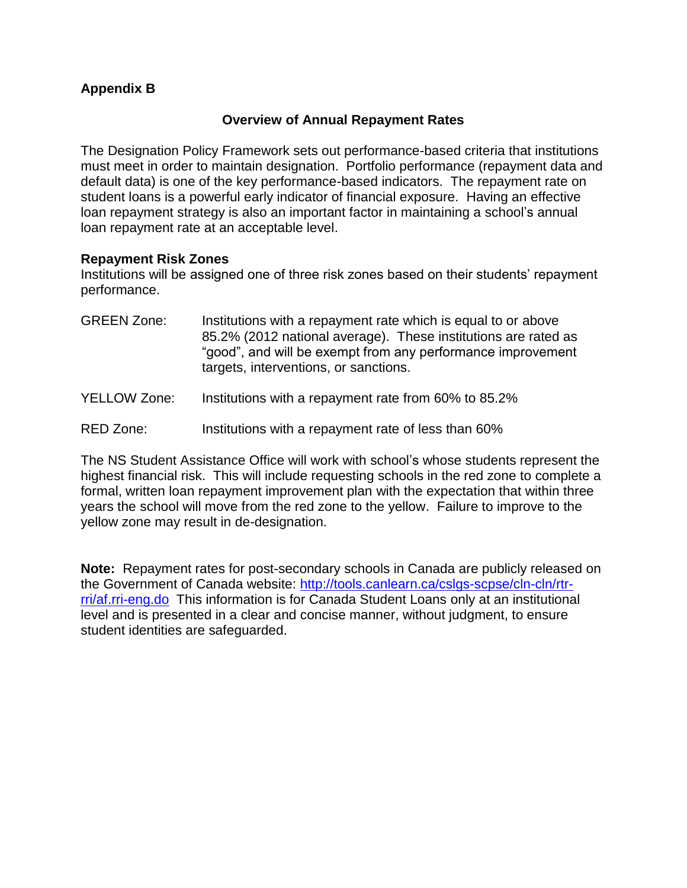**Appendix B**

## Overview of Annual Repayment Rates

The Designation Policy Framework sets out performance-based criteria that institutions must meet in order to maintain designation. Portfolio performance (repayment data and default data) is one of the key performance-based indicators. The repayment rate on student loans is a powerful early indicator of financial exposure. Having an effective loan repayment strategy is also an important factor in maintaining a school's annual loan repayment rate at an acceptable level.

**Repayment Risk Zones**

Institutions will be assigned one of three risk zones based on their students' repayment performance.

GREEN Zone: Institutions with a repayment rate which is equal to or above 85.2% (2012 national average). These institutions are rated as "good", and will be exempt from any performance improvement targets, interventions, or sanctions.

YELLOW Zone: Institutions with a repayment rate from 60% to 85.2%

RED Zone: Institutions with a repayment rate of less than 60%

The NS Student Assistance Office will work with school's whose students represent the highest financial risk. This will include requesting schools in the red zone to complete a formal, written loan repayment improvement plan with the expectation that within three years the school will move from the red zone to the yellow. Failure to improve to the yellow zone may result in de-designation.

**Note:** Repayment rates for post-secondary schools in Canada are publicly released on the Government of Canada website: http://tools.canlearn.ca/cslgs-scpse/cln-cln/rtr-rri/af.rri-eng.do This information is for Canada Student Loans only at an institutional level and is presented in a clear and concise manner, without judgment, to ensure student identities are safeguarded.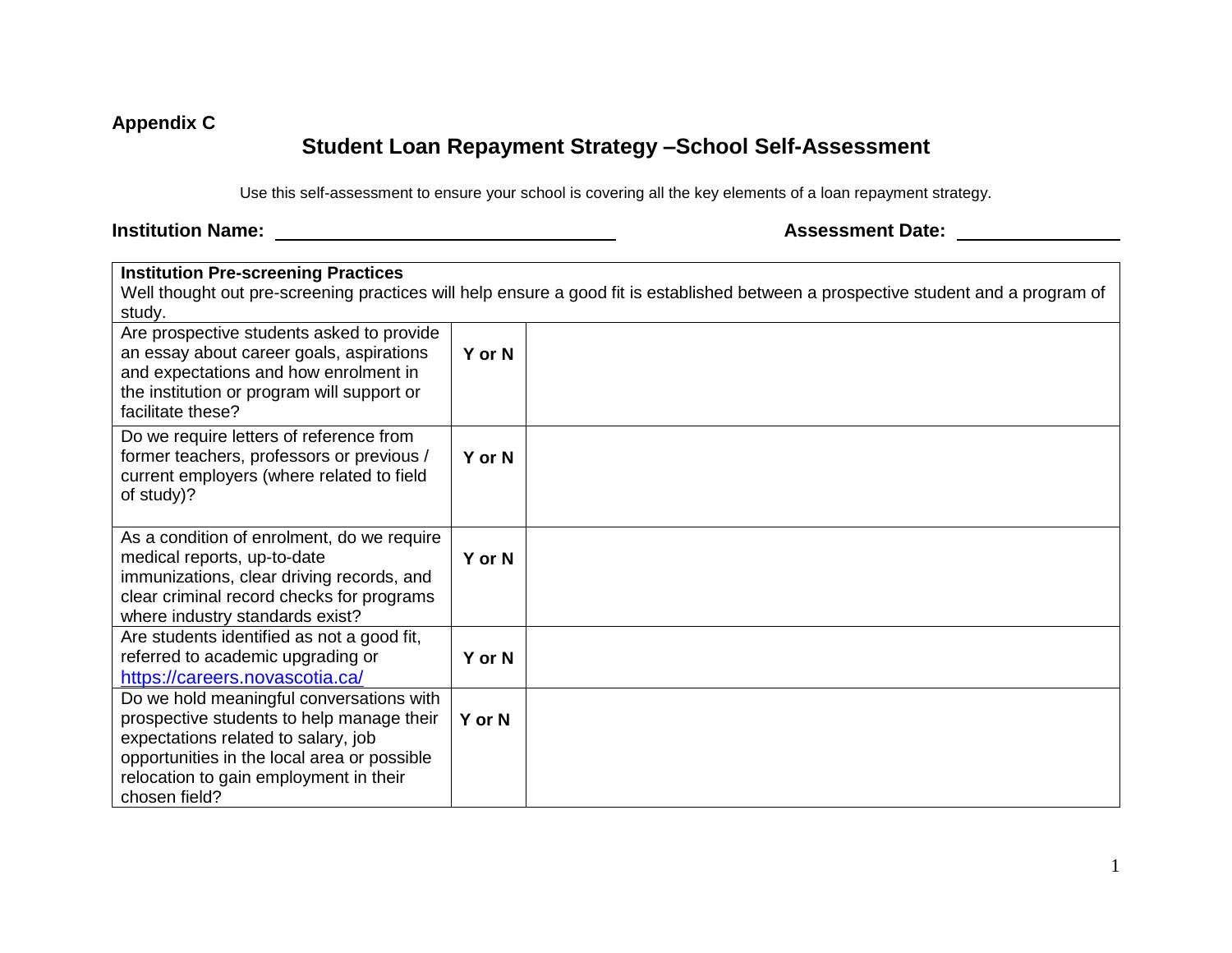**Appendix C**

# Student Loan Repayment Strategy –School Self-Assessment

Use this self-assessment to ensure your school is covering all the key elements of a loan repayment strategy.

**Institution Name:** ______________________________ **Assessment Date:** ______________

| **Institution Pre-screening Practices**<br>Well thought out pre-screening practices will help ensure a good fit is established between a prospective student and a program of study. | | |
|---|---|---|
| Are prospective students asked to provide an essay about career goals, aspirations and expectations and how enrolment in the institution or program will support or facilitate these? | **Y or N** | |
| Do we require letters of reference from former teachers, professors or previous / current employers (where related to field of study)? | **Y or N** | |
| As a condition of enrolment, do we require medical reports, up-to-date immunizations, clear driving records, and clear criminal record checks for programs where industry standards exist? | **Y or N** | |
| Are students identified as not a good fit, referred to academic upgrading or https://careers.novascotia.ca/ | **Y or N** | |
| Do we hold meaningful conversations with prospective students to help manage their expectations related to salary, job opportunities in the local area or possible relocation to gain employment in their chosen field? | **Y or N** | |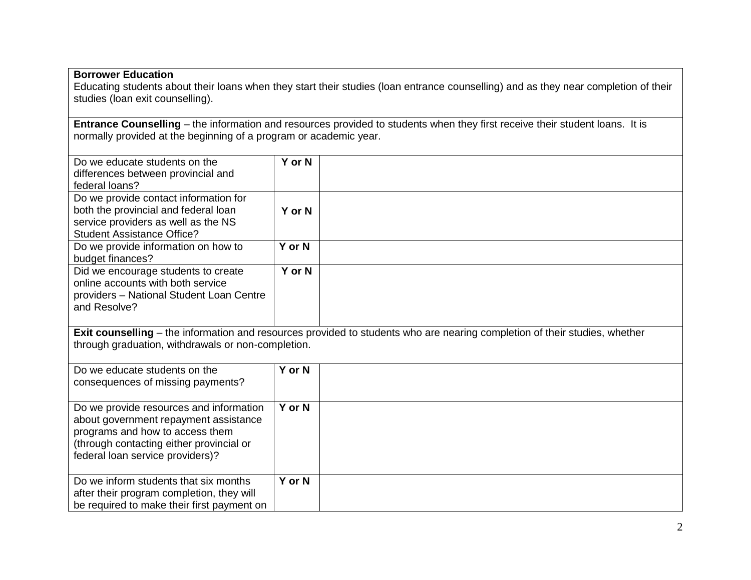| **Borrower Education**<br>Educating students about their loans when they start their studies (loan entrance counselling) and as they near completion of their studies (loan exit counselling). | | |
|---|---|---|
| **Entrance Counselling** – the information and resources provided to students when they first receive their student loans. It is normally provided at the beginning of a program or academic year. | | |
| Do we educate students on the differences between provincial and federal loans? | **Y or N** | |
| Do we provide contact information for both the provincial and federal loan service providers as well as the NS Student Assistance Office? | **Y or N** | |
| Do we provide information on how to budget finances? | **Y or N** | |
| Did we encourage students to create online accounts with both service providers – National Student Loan Centre and Resolve? | **Y or N** | |
| **Exit counselling** – the information and resources provided to students who are nearing completion of their studies, whether through graduation, withdrawals or non-completion. | | |
| Do we educate students on the consequences of missing payments? | **Y or N** | |
| Do we provide resources and information about government repayment assistance programs and how to access them (through contacting either provincial or federal loan service providers)? | **Y or N** | |
| Do we inform students that six months after their program completion, they will be required to make their first payment on | **Y or N** | |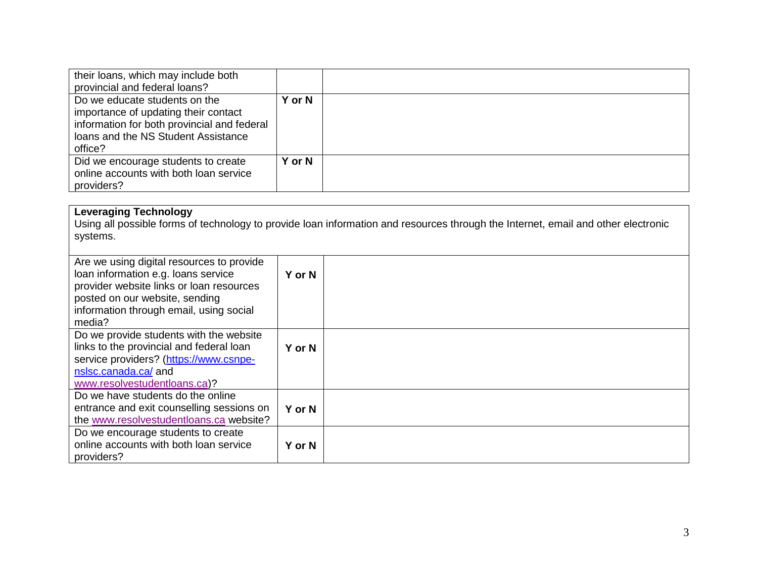| | | |
|---|---|---|
| their loans, which may include both provincial and federal loans? | | |
| Do we educate students on the importance of updating their contact information for both provincial and federal loans and the NS Student Assistance office? | **Y or N** | |
| Did we encourage students to create online accounts with both loan service providers? | **Y or N** | |

| **Leveraging Technology**<br>Using all possible forms of technology to provide loan information and resources through the Internet, email and other electronic systems. | | |
|---|---|---|
| Are we using digital resources to provide loan information e.g. loans service provider website links or loan resources posted on our website, sending information through email, using social media? | **Y or N** | |
| Do we provide students with the website links to the provincial and federal loan service providers? ([https://www.csnpe-nslsc.canada.ca/](https://www.csnpe-nslsc.canada.ca/) and [www.resolvestudentloans.ca](http://www.resolvestudentloans.ca))? | **Y or N** | |
| Do we have students do the online entrance and exit counselling sessions on the [www.resolvestudentloans.ca](http://www.resolvestudentloans.ca) website? | **Y or N** | |
| Do we encourage students to create online accounts with both loan service providers? | **Y or N** | |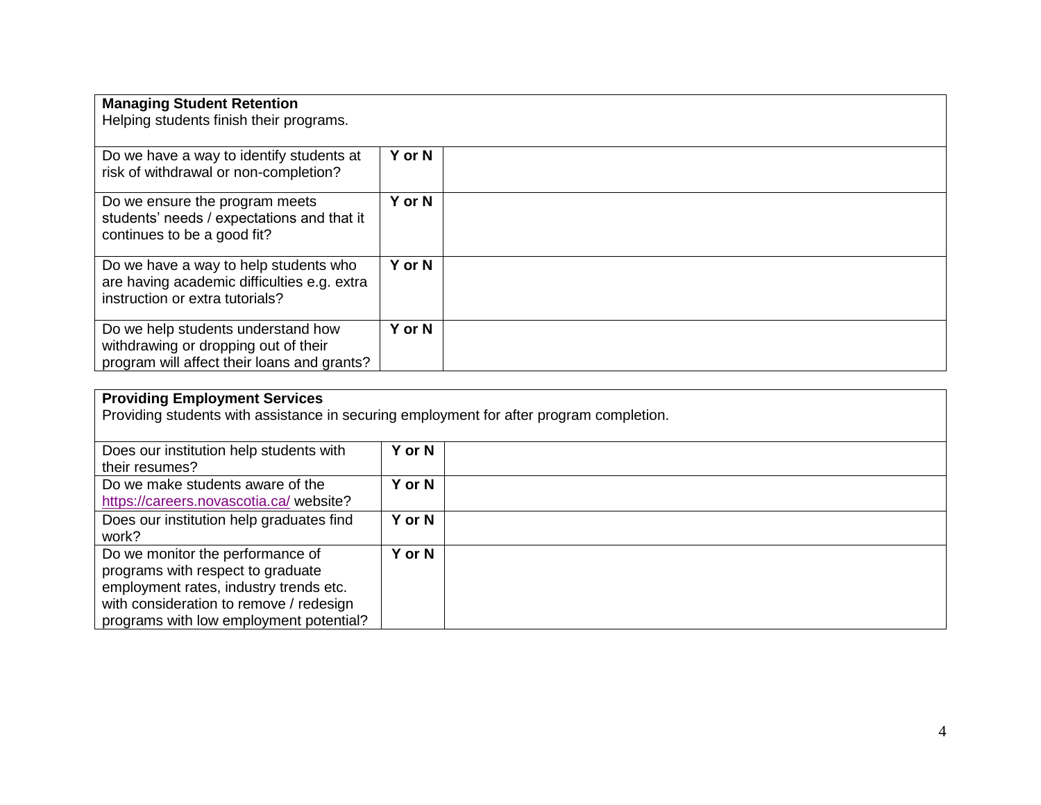| **Managing Student Retention**<br>Helping students finish their programs. | | |
|---|---|---|
| Do we have a way to identify students at risk of withdrawal or non-completion? | **Y or N** | |
| Do we ensure the program meets students' needs / expectations and that it continues to be a good fit? | **Y or N** | |
| Do we have a way to help students who are having academic difficulties e.g. extra instruction or extra tutorials? | **Y or N** | |
| Do we help students understand how withdrawing or dropping out of their program will affect their loans and grants? | **Y or N** | |

| **Providing Employment Services**<br>Providing students with assistance in securing employment for after program completion. | | |
|---|---|---|
| Does our institution help students with their resumes? | **Y or N** | |
| Do we make students aware of the [https://careers.novascotia.ca/](https://careers.novascotia.ca/) website? | **Y or N** | |
| Does our institution help graduates find work? | **Y or N** | |
| Do we monitor the performance of programs with respect to graduate employment rates, industry trends etc. with consideration to remove / redesign programs with low employment potential? | **Y or N** | |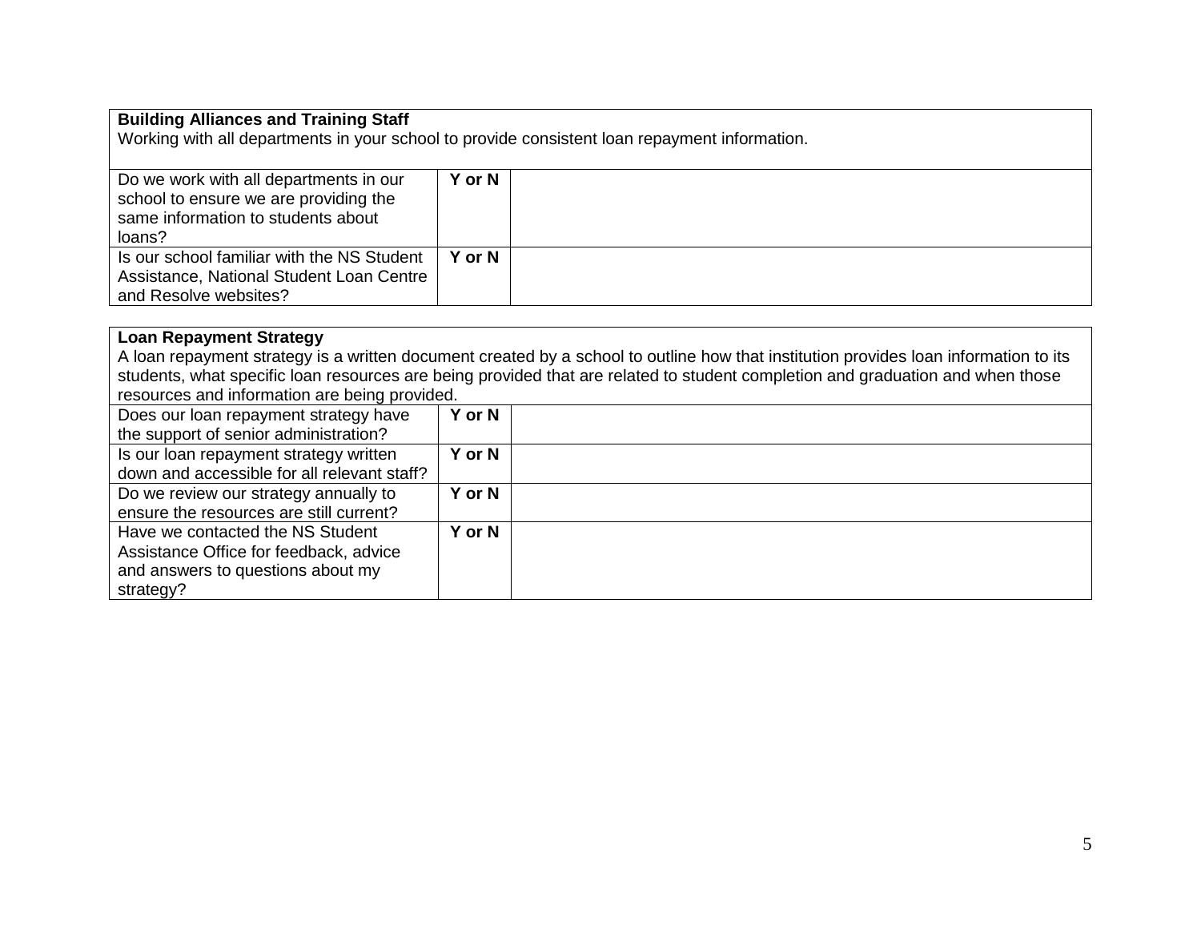| **Building Alliances and Training Staff**<br>Working with all departments in your school to provide consistent loan repayment information. | | |
|---|---|---|
| Do we work with all departments in our school to ensure we are providing the same information to students about loans? | **Y or N** | |
| Is our school familiar with the NS Student Assistance, National Student Loan Centre and Resolve websites? | **Y or N** | |

| **Loan Repayment Strategy**<br>A loan repayment strategy is a written document created by a school to outline how that institution provides loan information to its students, what specific loan resources are being provided that are related to student completion and graduation and when those resources and information are being provided. | | |
|---|---|---|
| Does our loan repayment strategy have the support of senior administration? | **Y or N** | |
| Is our loan repayment strategy written down and accessible for all relevant staff? | **Y or N** | |
| Do we review our strategy annually to ensure the resources are still current? | **Y or N** | |
| Have we contacted the NS Student Assistance Office for feedback, advice and answers to questions about my strategy? | **Y or N** | |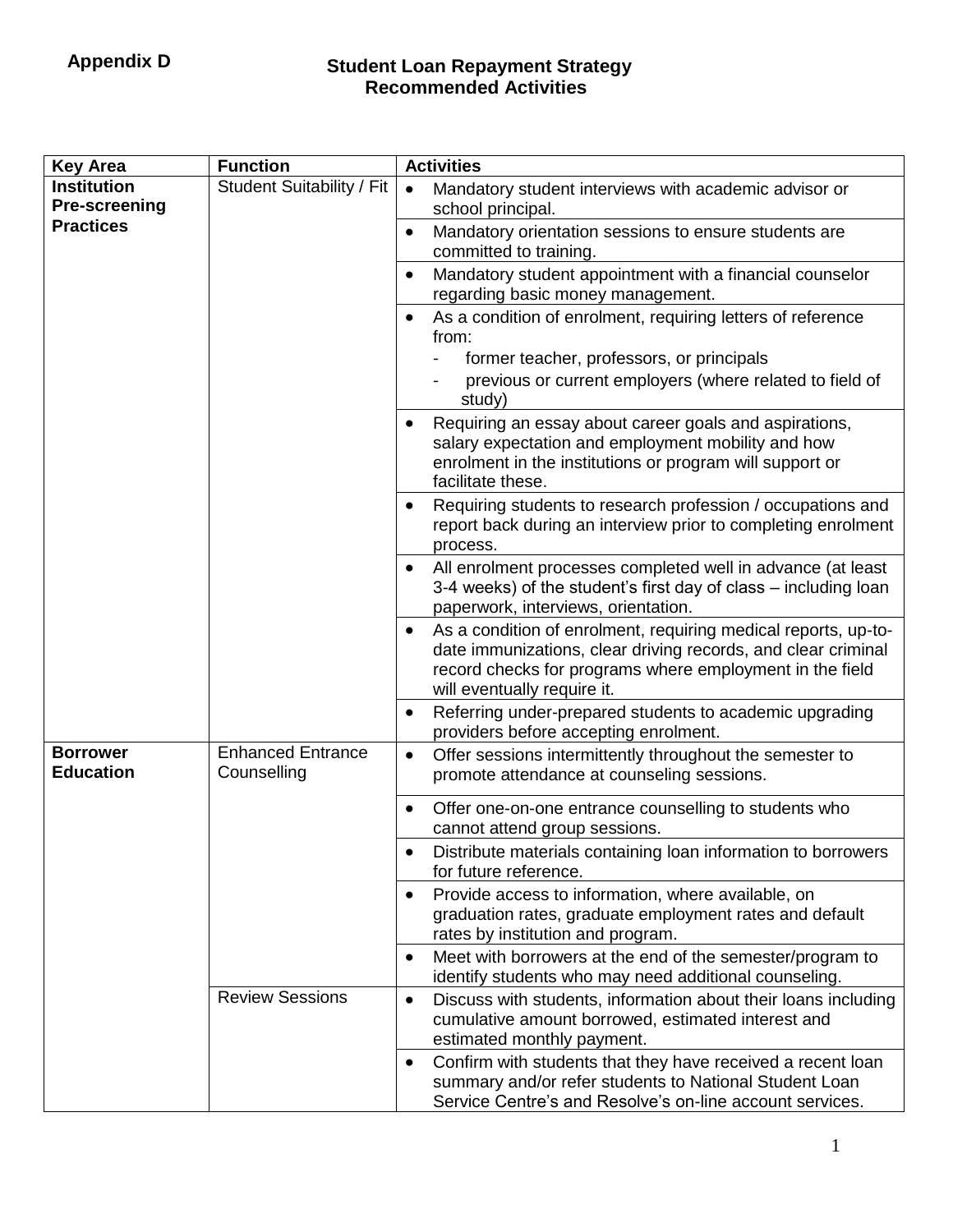**Appendix D**

## Student Loan Repayment Strategy
## Recommended Activities

| Key Area | Function | Activities |
|---|---|---|
| **Institution Pre-screening Practices** | Student Suitability / Fit | • Mandatory student interviews with academic advisor or school principal. |
| | | • Mandatory orientation sessions to ensure students are committed to training. |
| | | • Mandatory student appointment with a financial counselor regarding basic money management. |
| | | • As a condition of enrolment, requiring letters of reference from:<br>- former teacher, professors, or principals<br>- previous or current employers (where related to field of study) |
| | | • Requiring an essay about career goals and aspirations, salary expectation and employment mobility and how enrolment in the institutions or program will support or facilitate these. |
| | | • Requiring students to research profession / occupations and report back during an interview prior to completing enrolment process. |
| | | • All enrolment processes completed well in advance (at least 3-4 weeks) of the student's first day of class – including loan paperwork, interviews, orientation. |
| | | • As a condition of enrolment, requiring medical reports, up-to-date immunizations, clear driving records, and clear criminal record checks for programs where employment in the field will eventually require it. |
| | | • Referring under-prepared students to academic upgrading providers before accepting enrolment. |
| **Borrower Education** | Enhanced Entrance Counselling | • Offer sessions intermittently throughout the semester to promote attendance at counseling sessions. |
| | | • Offer one-on-one entrance counselling to students who cannot attend group sessions. |
| | | • Distribute materials containing loan information to borrowers for future reference. |
| | | • Provide access to information, where available, on graduation rates, graduate employment rates and default rates by institution and program. |
| | | • Meet with borrowers at the end of the semester/program to identify students who may need additional counseling. |
| | Review Sessions | • Discuss with students, information about their loans including cumulative amount borrowed, estimated interest and estimated monthly payment. |
| | | • Confirm with students that they have received a recent loan summary and/or refer students to National Student Loan Service Centre's and Resolve's on-line account services. |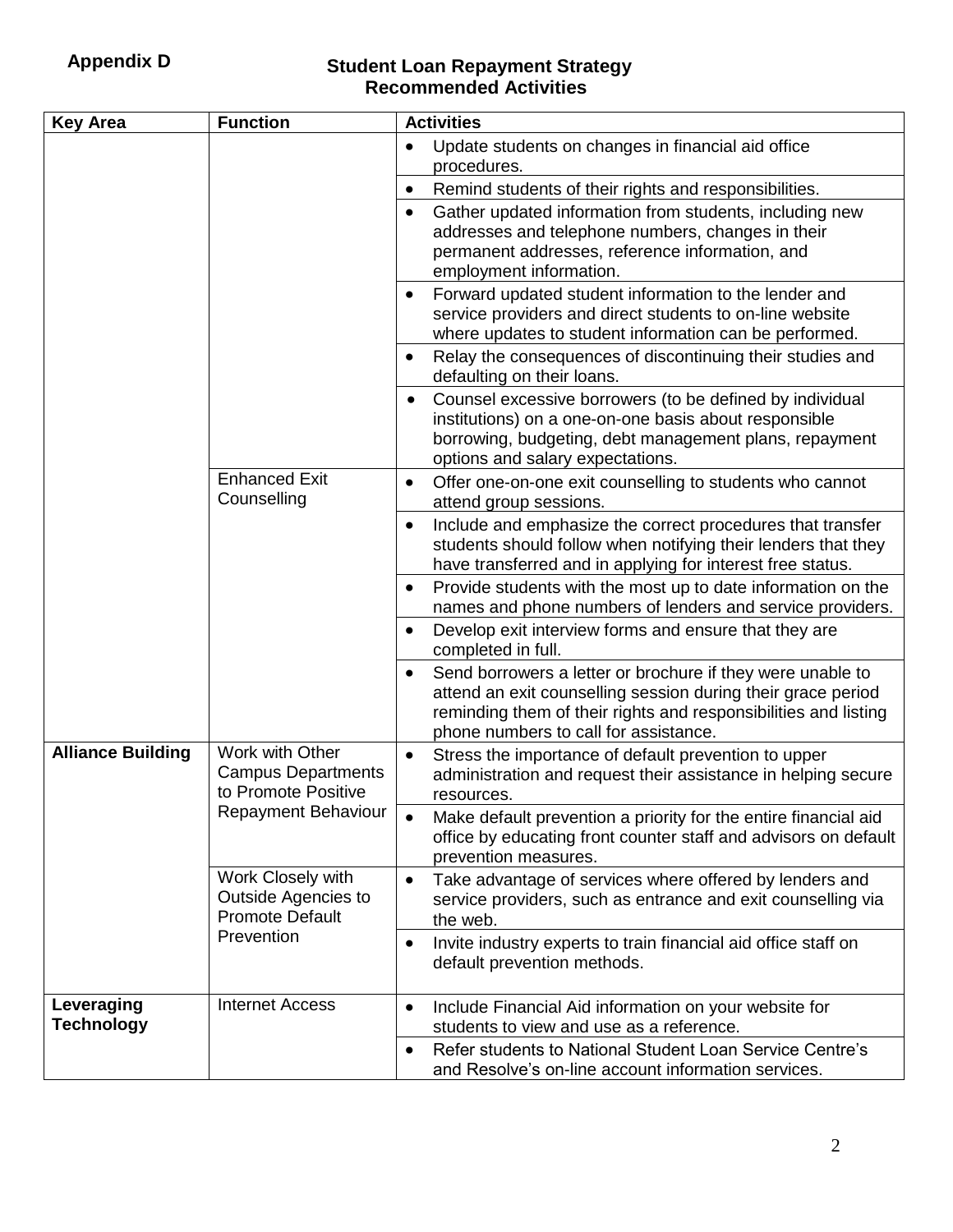**Appendix D**

**Student Loan Repayment Strategy**
**Recommended Activities**

| Key Area | Function | Activities |
|---|---|---|
| | | • Update students on changes in financial aid office procedures. |
| | | • Remind students of their rights and responsibilities. |
| | | • Gather updated information from students, including new addresses and telephone numbers, changes in their permanent addresses, reference information, and employment information. |
| | | • Forward updated student information to the lender and service providers and direct students to on-line website where updates to student information can be performed. |
| | | • Relay the consequences of discontinuing their studies and defaulting on their loans. |
| | | • Counsel excessive borrowers (to be defined by individual institutions) on a one-on-one basis about responsible borrowing, budgeting, debt management plans, repayment options and salary expectations. |
| | Enhanced Exit Counselling | • Offer one-on-one exit counselling to students who cannot attend group sessions. |
| | | • Include and emphasize the correct procedures that transfer students should follow when notifying their lenders that they have transferred and in applying for interest free status. |
| | | • Provide students with the most up to date information on the names and phone numbers of lenders and service providers. |
| | | • Develop exit interview forms and ensure that they are completed in full. |
| | | • Send borrowers a letter or brochure if they were unable to attend an exit counselling session during their grace period reminding them of their rights and responsibilities and listing phone numbers to call for assistance. |
| **Alliance Building** | Work with Other Campus Departments to Promote Positive Repayment Behaviour | • Stress the importance of default prevention to upper administration and request their assistance in helping secure resources. |
| | | • Make default prevention a priority for the entire financial aid office by educating front counter staff and advisors on default prevention measures. |
| | Work Closely with Outside Agencies to Promote Default Prevention | • Take advantage of services where offered by lenders and service providers, such as entrance and exit counselling via the web. |
| | | • Invite industry experts to train financial aid office staff on default prevention methods. |
| **Leveraging Technology** | Internet Access | • Include Financial Aid information on your website for students to view and use as a reference. |
| | | • Refer students to National Student Loan Service Centre's and Resolve's on-line account information services. |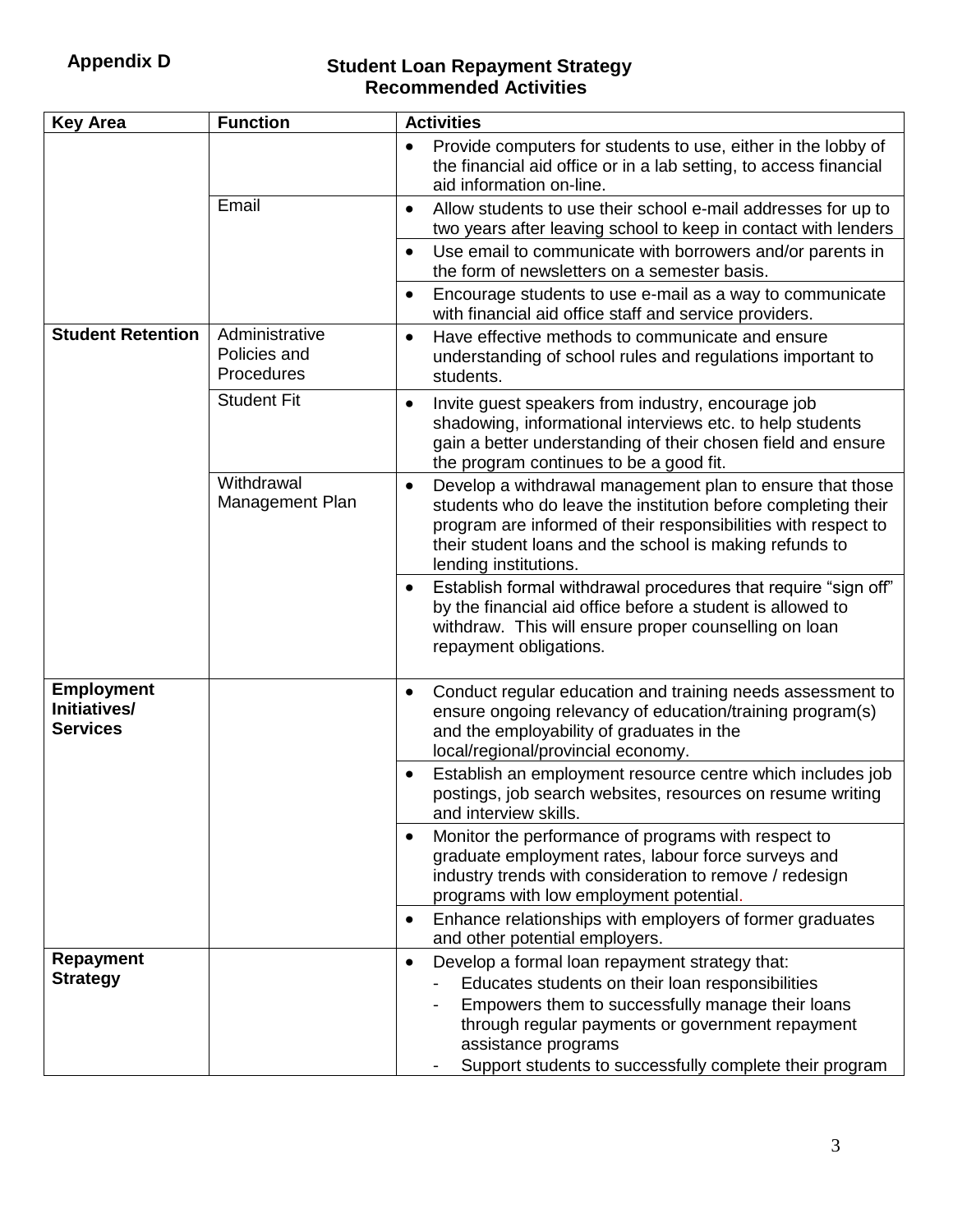**Appendix D**

**Student Loan Repayment Strategy Recommended Activities**

| Key Area | Function | Activities |
|---|---|---|
| | | • Provide computers for students to use, either in the lobby of the financial aid office or in a lab setting, to access financial aid information on-line. |
| | Email | • Allow students to use their school e-mail addresses for up to two years after leaving school to keep in contact with lenders |
| | | • Use email to communicate with borrowers and/or parents in the form of newsletters on a semester basis. |
| | | • Encourage students to use e-mail as a way to communicate with financial aid office staff and service providers. |
| **Student Retention** | Administrative Policies and Procedures | • Have effective methods to communicate and ensure understanding of school rules and regulations important to students. |
| | Student Fit | • Invite guest speakers from industry, encourage job shadowing, informational interviews etc. to help students gain a better understanding of their chosen field and ensure the program continues to be a good fit. |
| | Withdrawal Management Plan | • Develop a withdrawal management plan to ensure that those students who do leave the institution before completing their program are informed of their responsibilities with respect to their student loans and the school is making refunds to lending institutions. |
| | | • Establish formal withdrawal procedures that require "sign off" by the financial aid office before a student is allowed to withdraw. This will ensure proper counselling on loan repayment obligations. |
| **Employment Initiatives/ Services** | | • Conduct regular education and training needs assessment to ensure ongoing relevancy of education/training program(s) and the employability of graduates in the local/regional/provincial economy. |
| | | • Establish an employment resource centre which includes job postings, job search websites, resources on resume writing and interview skills. |
| | | • Monitor the performance of programs with respect to graduate employment rates, labour force surveys and industry trends with consideration to remove / redesign programs with low employment potential. |
| | | • Enhance relationships with employers of former graduates and other potential employers. |
| **Repayment Strategy** | | • Develop a formal loan repayment strategy that:<br>- Educates students on their loan responsibilities<br>- Empowers them to successfully manage their loans through regular payments or government repayment assistance programs<br>- Support students to successfully complete their program |